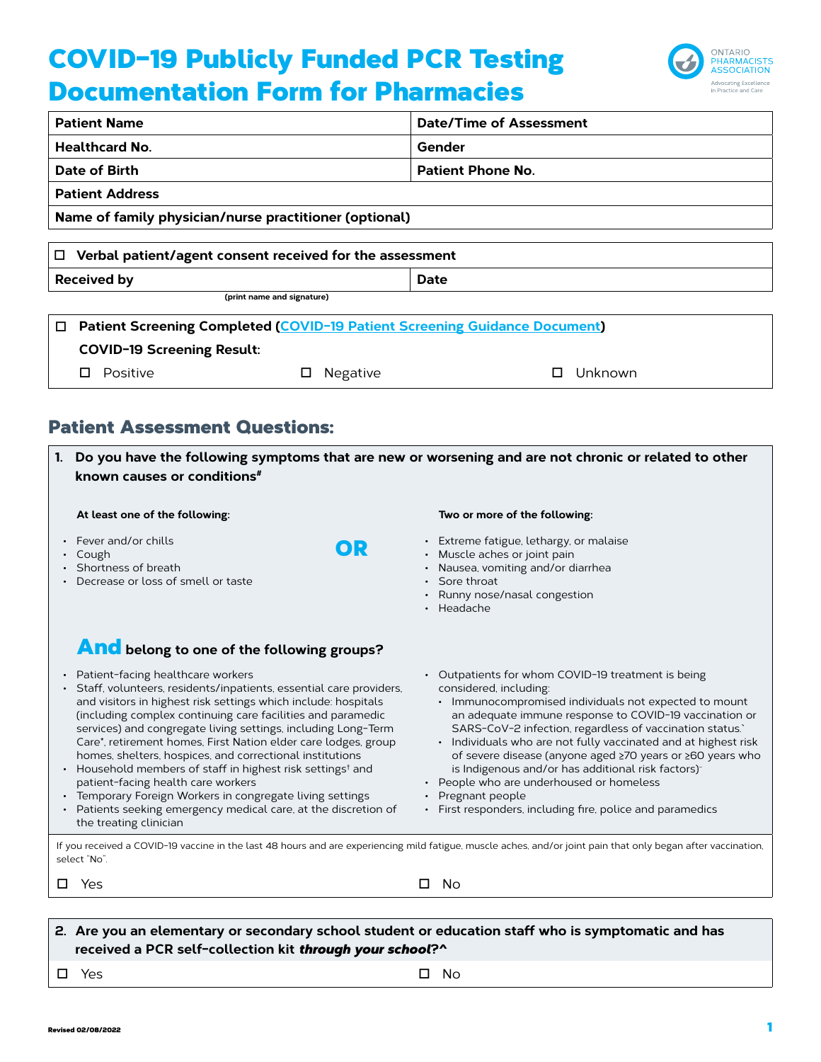# COVID-19 Publicly Funded PCR Testing Documentation Form for Pharmacies

ONTARIO PHARMACISTS ASSOCIATION
Advocating Excellence in Practice and Care

| **Patient Name** | **Date/Time of Assessment** |
|---|---|
| **Healthcard No.** | **Gender** |
| **Date of Birth** | **Patient Phone No.** |
| **Patient Address** | |
| **Name of family physician/nurse practitioner (optional)** | |

| ☐ **Verbal patient/agent consent received for the assessment** | |
|---|---|
| **Received by** | **Date** |

(print name and signature)

☐ **Patient Screening Completed (COVID-19 Patient Screening Guidance Document)**

**COVID-19 Screening Result:**

☐ Positive ☐ Negative ☐ Unknown

## Patient Assessment Questions:

**1. Do you have the following symptoms that are new or worsening and are not chronic or related to other known causes or conditions#**

**At least one of the following:**

- Fever and/or chills
- Cough
- Shortness of breath
- Decrease or loss of smell or taste

**OR**

**Two or more of the following:**

- Extreme fatigue, lethargy, or malaise
- Muscle aches or joint pain
- Nausea, vomiting and/or diarrhea
- Sore throat
- Runny nose/nasal congestion
- Headache

**And belong to one of the following groups?**

- Patient-facing healthcare workers
- Staff, volunteers, residents/inpatients, essential care providers, and visitors in highest risk settings which include: hospitals (including complex continuing care facilities and paramedic services) and congregate living settings, including Long-Term Care*, retirement homes, First Nation elder care lodges, group homes, shelters, hospices, and correctional institutions
- Household members of staff in highest risk settings† and patient-facing health care workers
- Temporary Foreign Workers in congregate living settings
- Patients seeking emergency medical care, at the discretion of the treating clinician
- Outpatients for whom COVID-19 treatment is being considered, including:
  - Immunocompromised individuals not expected to mount an adequate immune response to COVID-19 vaccination or SARS-CoV-2 infection, regardless of vaccination status.`
  - Individuals who are not fully vaccinated and at highest risk of severe disease (anyone aged ≥70 years or ≥60 years who is Indigenous and/or has additional risk factors)⁻
- People who are underhoused or homeless
- Pregnant people
- First responders, including fire, police and paramedics

If you received a COVID-19 vaccine in the last 48 hours and are experiencing mild fatigue, muscle aches, and/or joint pain that only began after vaccination, select "No".

☐ Yes ☐ No

**2. Are you an elementary or secondary school student or education staff who is symptomatic and has received a PCR self-collection kit *through your school*?^**

☐ Yes ☐ No

Revised 02/08/2022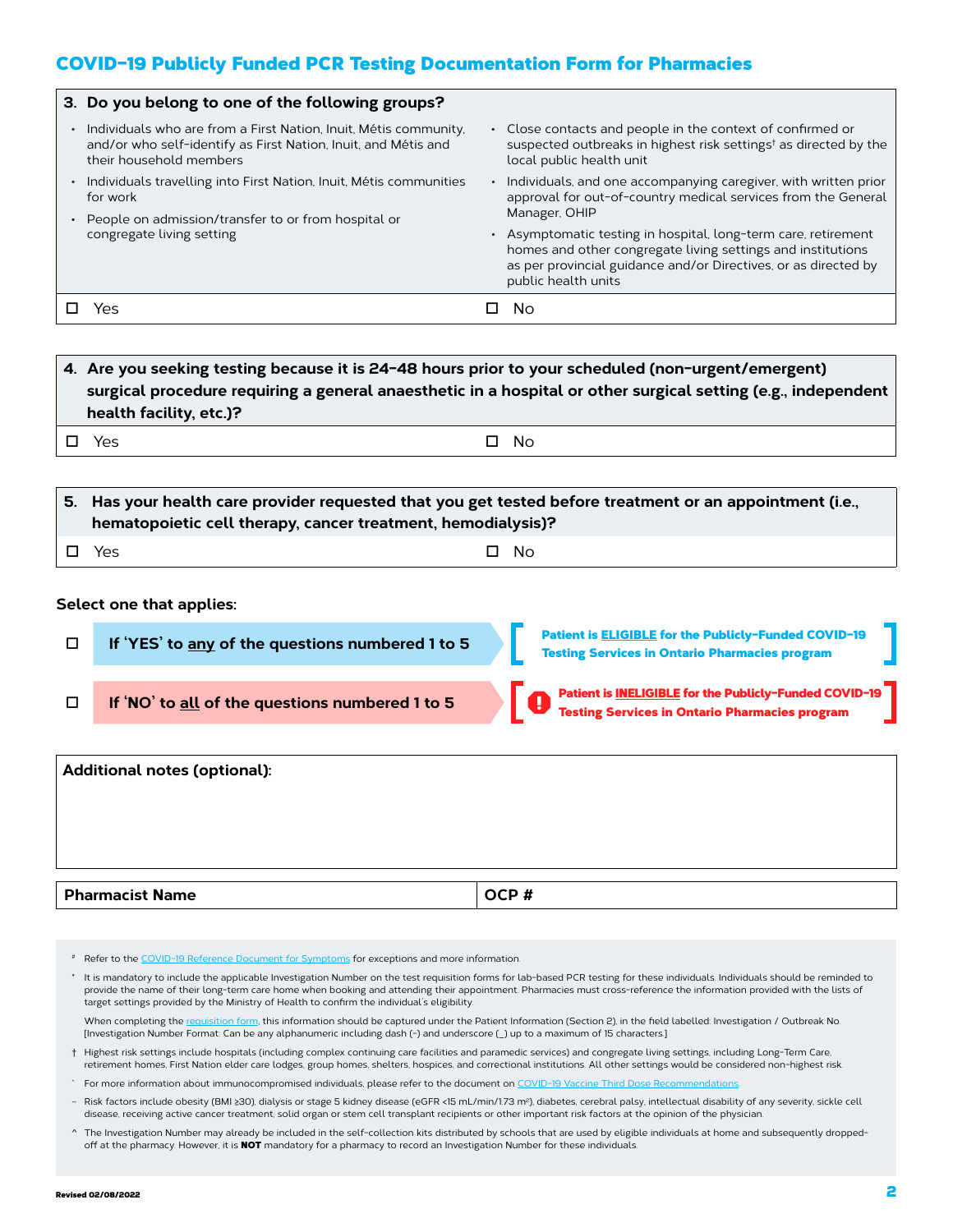## COVID-19 Publicly Funded PCR Testing Documentation Form for Pharmacies

**3. Do you belong to one of the following groups?**

- Individuals who are from a First Nation, Inuit, Métis community, and/or who self-identify as First Nation, Inuit, and Métis and their household members
- Individuals travelling into First Nation, Inuit, Métis communities for work
- People on admission/transfer to or from hospital or congregate living setting
- Close contacts and people in the context of confirmed or suspected outbreaks in highest risk settings† as directed by the local public health unit
- Individuals, and one accompanying caregiver, with written prior approval for out-of-country medical services from the General Manager, OHIP
- Asymptomatic testing in hospital, long-term care, retirement homes and other congregate living settings and institutions as per provincial guidance and/or Directives, or as directed by public health units

☐ Yes ☐ No

**4. Are you seeking testing because it is 24-48 hours prior to your scheduled (non-urgent/emergent) surgical procedure requiring a general anaesthetic in a hospital or other surgical setting (e.g., independent health facility, etc.)?**

☐ Yes ☐ No

**5. Has your health care provider requested that you get tested before treatment or an appointment (i.e., hematopoietic cell therapy, cancer treatment, hemodialysis)?**

☐ Yes ☐ No

**Select one that applies:**

☐ **If 'YES' to any of the questions numbered 1 to 5** — **Patient is ELIGIBLE for the Publicly-Funded COVID-19 Testing Services in Ontario Pharmacies program**

☐ **If 'NO' to all of the questions numbered 1 to 5** — **Patient is INELIGIBLE for the Publicly-Funded COVID-19 Testing Services in Ontario Pharmacies program**

**Additional notes (optional):**

| Pharmacist Name | OCP # |
|---|---|

# Refer to the COVID-19 Reference Document for Symptoms for exceptions and more information.

\* It is mandatory to include the applicable Investigation Number on the test requisition forms for lab-based PCR testing for these individuals. Individuals should be reminded to provide the name of their long-term care home when booking and attending their appointment. Pharmacies must cross-reference the information provided with the lists of target settings provided by the Ministry of Health to confirm the individual's eligibility.

When completing the requisition form, this information should be captured under the Patient Information (Section 2), in the field labelled: Investigation / Outbreak No. [Investigation Number Format: Can be any alphanumeric including dash (-) and underscore (_) up to a maximum of 15 characters.]

† Highest risk settings include hospitals (including complex continuing care facilities and paramedic services) and congregate living settings, including Long-Term Care, retirement homes, First Nation elder care lodges, group homes, shelters, hospices, and correctional institutions. All other settings would be considered non-highest risk.

` For more information about immunocompromised individuals, please refer to the document on COVID-19 Vaccine Third Dose Recommendations.

~ Risk factors include obesity (BMI ≥30), dialysis or stage 5 kidney disease (eGFR <15 mL/min/1.73 $m^2$), diabetes, cerebral palsy, intellectual disability of any severity, sickle cell disease, receiving active cancer treatment, solid organ or stem cell transplant recipients or other important risk factors at the opinion of the physician.

^ The Investigation Number may already be included in the self-collection kits distributed by schools that are used by eligible individuals at home and subsequently dropped-off at the pharmacy. However, it is **NOT** mandatory for a pharmacy to record an Investigation Number for these individuals.

Revised 02/08/2022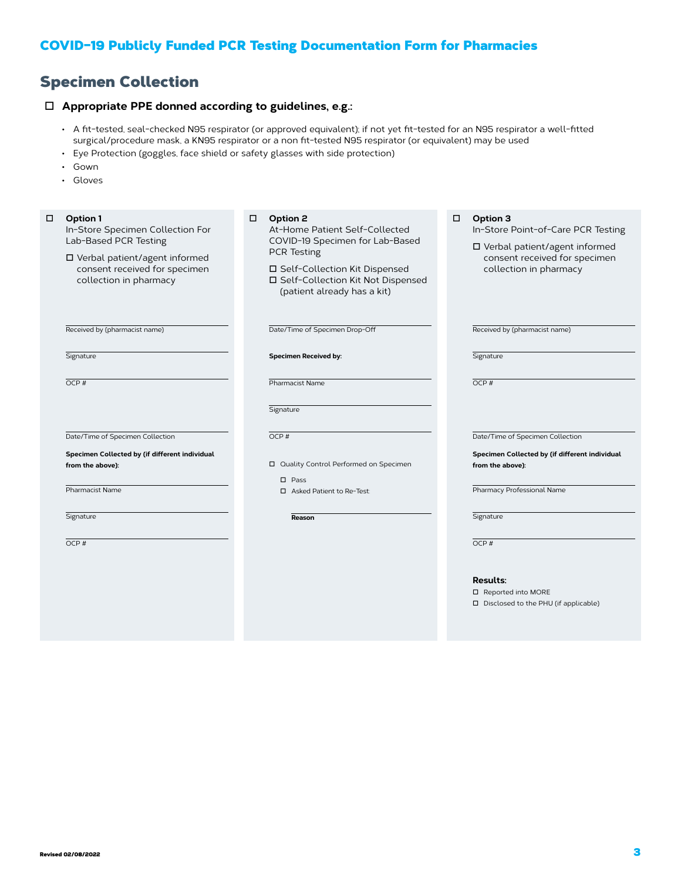# COVID-19 Publicly Funded PCR Testing Documentation Form for Pharmacies

## Specimen Collection

☐ **Appropriate PPE donned according to guidelines, e.g.:**

- A fit-tested, seal-checked N95 respirator (or approved equivalent); if not yet fit-tested for an N95 respirator a well-fitted surgical/procedure mask, a KN95 respirator or a non fit-tested N95 respirator (or equivalent) may be used
- Eye Protection (goggles, face shield or safety glasses with side protection)
- Gown
- Gloves

☐ **Option 1**
In-Store Specimen Collection For Lab-Based PCR Testing

☐ Verbal patient/agent informed consent received for specimen collection in pharmacy

Received by (pharmacist name)

Signature

OCP #

Date/Time of Specimen Collection

**Specimen Collected by (if different individual from the above):**

Pharmacist Name

Signature

OCP #

☐ **Option 2**
At-Home Patient Self-Collected COVID-19 Specimen for Lab-Based PCR Testing

☐ Self-Collection Kit Dispensed
☐ Self-Collection Kit Not Dispensed (patient already has a kit)

Date/Time of Specimen Drop-Off

**Specimen Received by:**

Pharmacist Name

Signature

OCP #

☐ Quality Control Performed on Specimen

☐ Pass
☐ Asked Patient to Re-Test

**Reason**

☐ **Option 3**
In-Store Point-of-Care PCR Testing

☐ Verbal patient/agent informed consent received for specimen collection in pharmacy

Received by (pharmacist name)

Signature

OCP #

Date/Time of Specimen Collection

**Specimen Collected by (if different individual from the above):**

Pharmacy Professional Name

Signature

OCP #

**Results:**

☐ Reported into MORE
☐ Disclosed to the PHU (if applicable)

Revised 02/08/2022